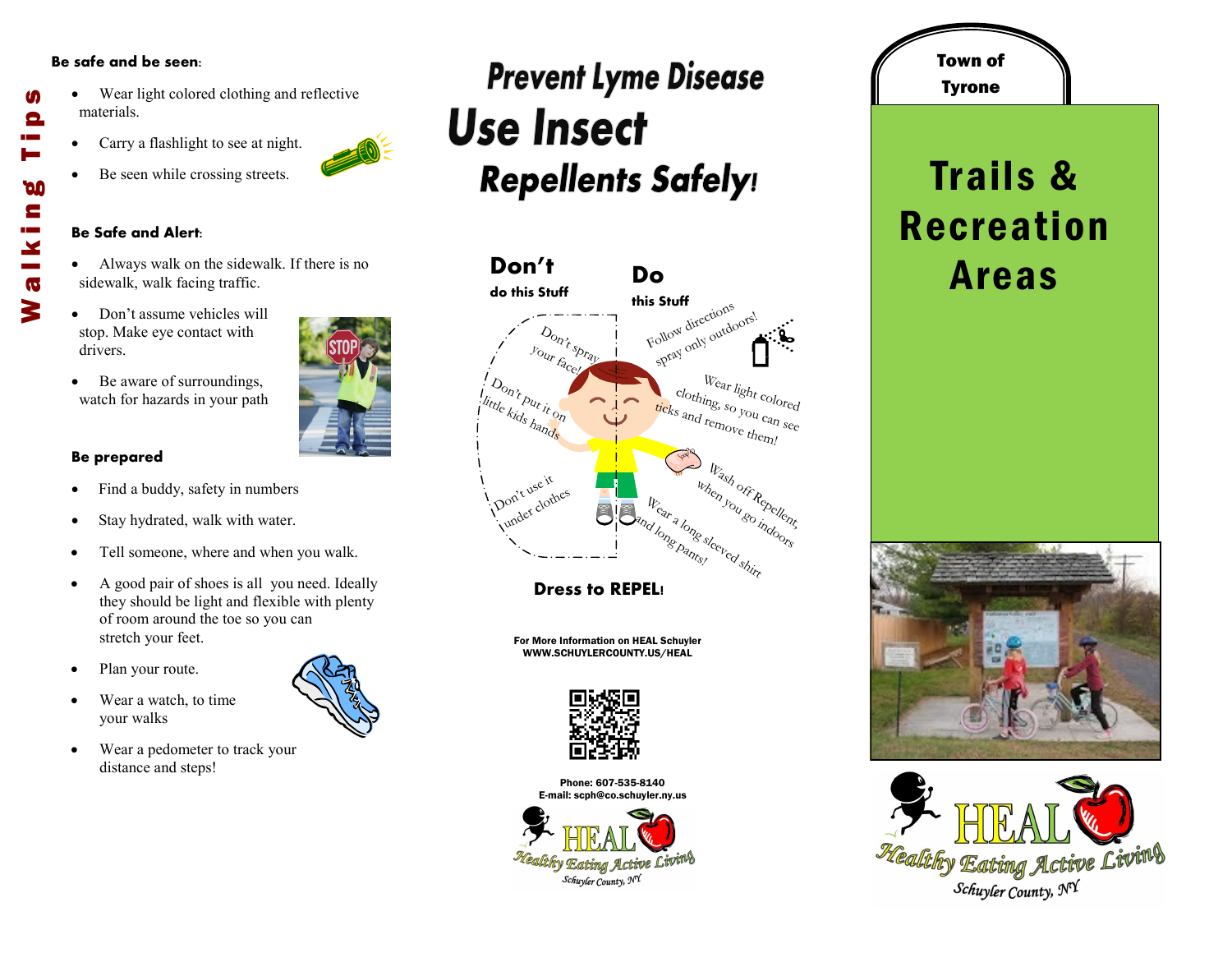# Walking Tips

**Be safe and be seen:**

- Wear light colored clothing and reflective materials.
- Carry a flashlight to see at night.
- Be seen while crossing streets.

**Be Safe and Alert:**

- Always walk on the sidewalk. If there is no sidewalk, walk facing traffic.
- Don't assume vehicles will stop. Make eye contact with drivers.
- Be aware of surroundings, watch for hazards in your path

**Be prepared**

- Find a buddy, safety in numbers
- Stay hydrated, walk with water.
- Tell someone, where and when you walk.
- A good pair of shoes is all you need. Ideally they should be light and flexible with plenty of room around the toe so you can stretch your feet.
- Plan your route.
- Wear a watch, to time your walks
- Wear a pedometer to track your distance and steps!

# Prevent Lyme Disease

# Use Insect Repellents Safely!

**Don't** do this Stuff

- Don't spray your face!
- Don't put it on little kids hands
- Don't use it under clothes

**Do** this Stuff

- Follow directions spray only outdoors!
- Wear light colored clothing, so you can see ticks and remove them!
- Wash off Repellent, when you go indoors
- Wear a long sleeved shirt and long pants!

**Dress to REPEL!**

For More Information on HEAL Schuyler
WWW.SCHUYLERCOUNTY.US/HEAL

Phone: 607-535-8140
E-mail: scph@co.schuyler.ny.us

HEAL Healthy Eating Active Living Schuyler County, NY

Town of Tyrone

# Trails & Recreation Areas

HEAL Healthy Eating Active Living Schuyler County, NY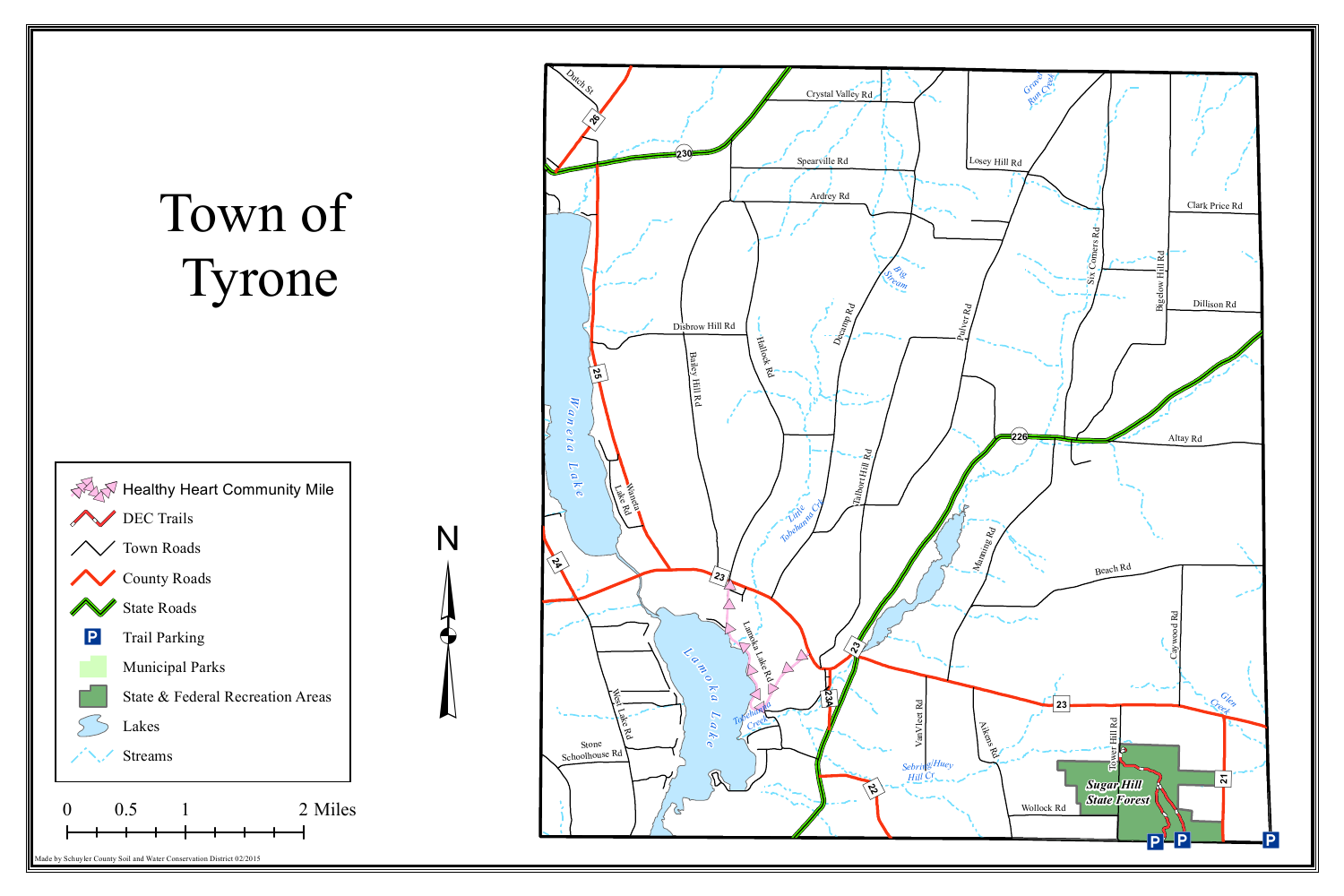# Town of Tyrone

Healthy Heart Community Mile

DEC Trails

Town Roads

County Roads

State Roads

Trail Parking

Municipal Parks

State & Federal Recreation Areas

Lakes

Streams

0 0.5 1 2 Miles

N

Made by Schuyler County Soil and Water Conservation District 02/2015

Dutch St
26
230
Crystal Valley Rd
Spearville Rd
Ardrey Rd
Losey Hill Rd
Gravel Run Creek
Clark Price Rd
Six Corners Rd
Bigelow Hill Rd
Dillison Rd
Big Stream
Decamp Rd
Pulver Rd
Disbrow Hill Rd
Hallock Rd
Bailey Hill Rd
25
Waneta Lake
Waneta Lake Rd
226
Altay Rd
Talbort Hill Rd
Little Tobehanna Crk
24
23
Manning Rd
Beach Rd
Lamoka Lake Rd
Lamoka Lake
West Lake Rd
Tobehanna Creek
23
Caywood Rd
Glen Creek
23
Stone Schoolhouse Rd
234
VanVleet Rd
Aikens Rd
Tower Hill Rd
Sebring/Huey Hill Cr
22
21
Sugar Hill State Forest
Wollock Rd
P
P
P